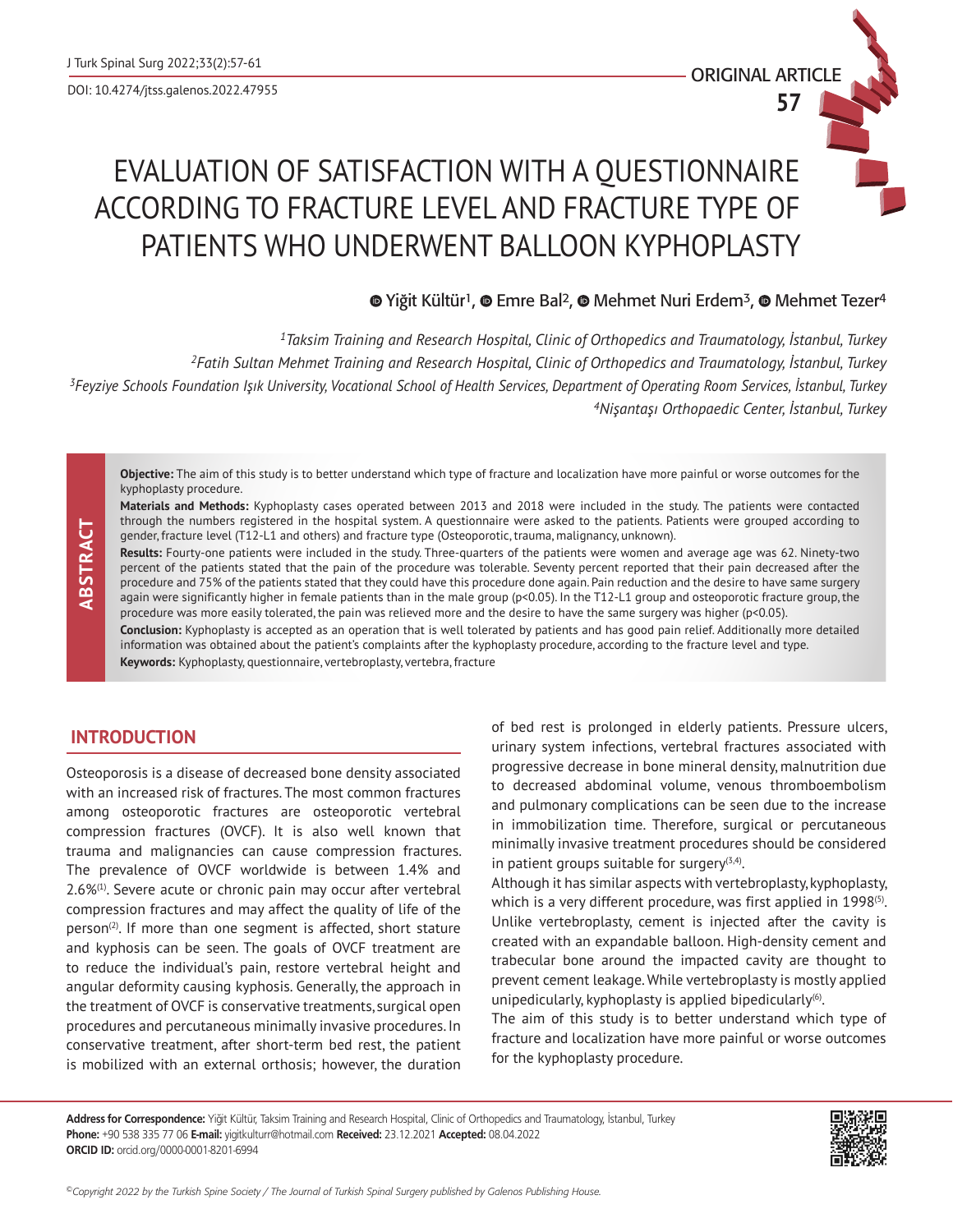ORIGINAL ARTICLE

# EVALUATION OF SATISFACTION WITH A QUESTIONNAIRE ACCORDING TO FRACTURE LEVEL AND FRACTURE TYPE OF PATIENTS WHO UNDERWENT BALLOON KYPHOPLASTY

Yiğit Kültür[1], Emre Bal[2], Mehmet Nuri Erdem[3], Mehmet Tezer[4]

*[1]Taksim Training and Research Hospital, Clinic of Orthopedics and Traumatology, İstanbul, Turkey*
*[2]Fatih Sultan Mehmet Training and Research Hospital, Clinic of Orthopedics and Traumatology, İstanbul, Turkey*
*[3]Feyziye Schools Foundation Işık University, Vocational School of Health Services, Department of Operating Room Services, İstanbul, Turkey*
*[4]Nişantaşı Orthopaedic Center, İstanbul, Turkey*

## ABSTRACT

**Objective:** The aim of this study is to better understand which type of fracture and localization have more painful or worse outcomes for the kyphoplasty procedure.

**Materials and Methods:** Kyphoplasty cases operated between 2013 and 2018 were included in the study. The patients were contacted through the numbers registered in the hospital system. A questionnaire were asked to the patients. Patients were grouped according to gender, fracture level (T12-L1 and others) and fracture type (Osteoporotic, trauma, malignancy, unknown).

**Results:** Fourty-one patients were included in the study. Three-quarters of the patients were women and average age was 62. Ninety-two percent of the patients stated that the pain of the procedure was tolerable. Seventy percent reported that their pain decreased after the procedure and 75% of the patients stated that they could have this procedure done again. Pain reduction and the desire to have same surgery again were significantly higher in female patients than in the male group ($p<0.05$). In the T12-L1 group and osteoporotic fracture group, the procedure was more easily tolerated, the pain was relieved more and the desire to have the same surgery was higher ($p<0.05$).

**Conclusion:** Kyphoplasty is accepted as an operation that is well tolerated by patients and has good pain relief. Additionally more detailed information was obtained about the patient's complaints after the kyphoplasty procedure, according to the fracture level and type.

**Keywords:** Kyphoplasty, questionnaire, vertebroplasty, vertebra, fracture

## INTRODUCTION

Osteoporosis is a disease of decreased bone density associated with an increased risk of fractures. The most common fractures among osteoporotic fractures are osteoporotic vertebral compression fractures (OVCF). It is also well known that trauma and malignancies can cause compression fractures. The prevalence of OVCF worldwide is between 1.4% and 2.6%[1]. Severe acute or chronic pain may occur after vertebral compression fractures and may affect the quality of life of the person[2]. If more than one segment is affected, short stature and kyphosis can be seen. The goals of OVCF treatment are to reduce the individual's pain, restore vertebral height and angular deformity causing kyphosis. Generally, the approach in the treatment of OVCF is conservative treatments, surgical open procedures and percutaneous minimally invasive procedures. In conservative treatment, after short-term bed rest, the patient is mobilized with an external orthosis; however, the duration of bed rest is prolonged in elderly patients. Pressure ulcers, urinary system infections, vertebral fractures associated with progressive decrease in bone mineral density, malnutrition due to decreased abdominal volume, venous thromboembolism and pulmonary complications can be seen due to the increase in immobilization time. Therefore, surgical or percutaneous minimally invasive treatment procedures should be considered in patient groups suitable for surgery[3,4].

Although it has similar aspects with vertebroplasty, kyphoplasty, which is a very different procedure, was first applied in 1998[5]. Unlike vertebroplasty, cement is injected after the cavity is created with an expandable balloon. High-density cement and trabecular bone around the impacted cavity are thought to prevent cement leakage. While vertebroplasty is mostly applied unipedicularly, kyphoplasty is applied bipedicularly[6].

The aim of this study is to better understand which type of fracture and localization have more painful or worse outcomes for the kyphoplasty procedure.

**Address for Correspondence:** Yiğit Kültür, Taksim Training and Research Hospital, Clinic of Orthopedics and Traumatology, İstanbul, Turkey
**Phone:** +90 538 335 77 06 **E-mail:** yigitkulturr@hotmail.com **Received:** 23.12.2021 **Accepted:** 08.04.2022
**ORCID ID:** orcid.org/0000-0001-8201-6994

*©Copyright 2022 by the Turkish Spine Society / The Journal of Turkish Spinal Surgery published by Galenos Publishing House.*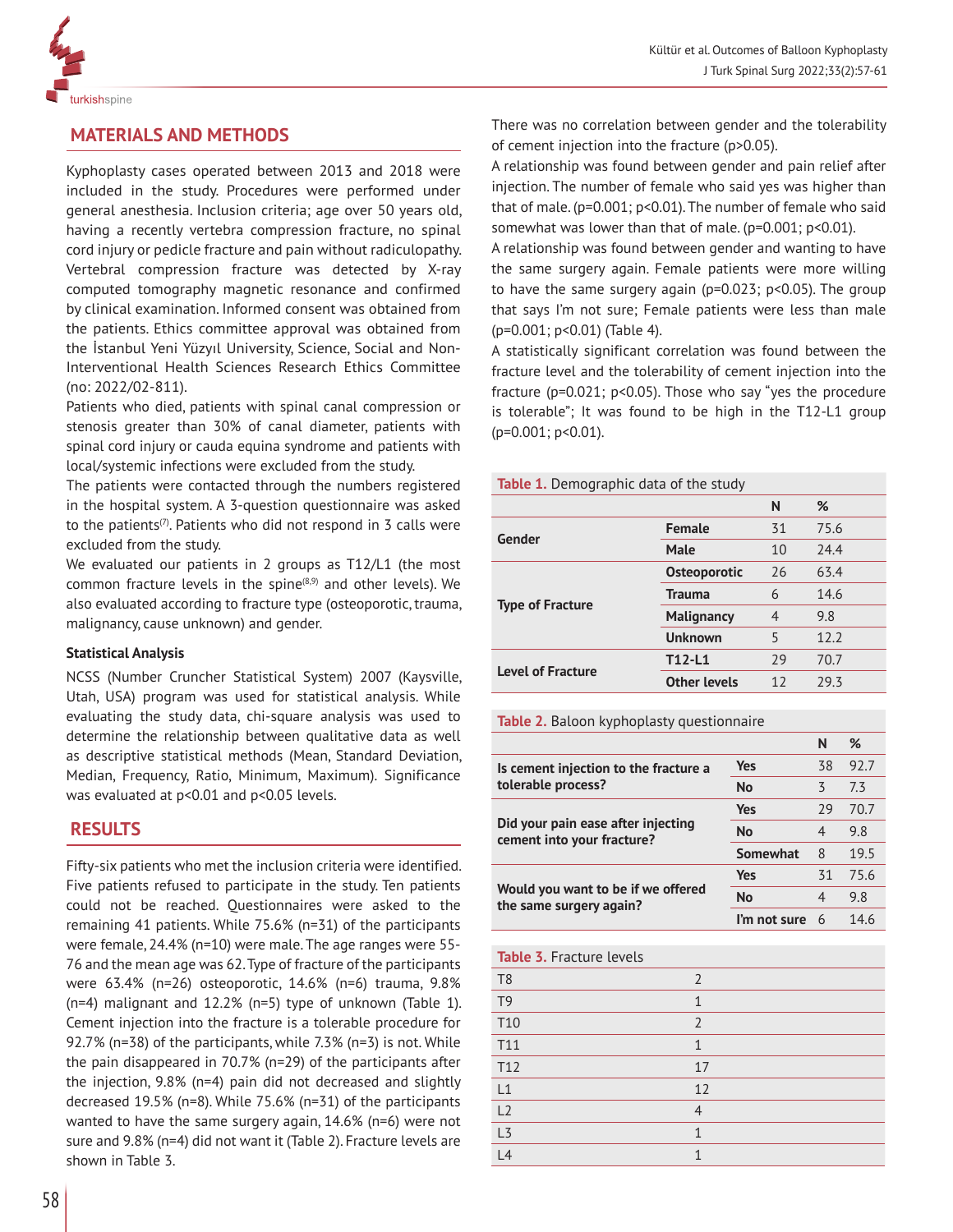## MATERIALS AND METHODS

Kyphoplasty cases operated between 2013 and 2018 were included in the study. Procedures were performed under general anesthesia. Inclusion criteria; age over 50 years old, having a recently vertebra compression fracture, no spinal cord injury or pedicle fracture and pain without radiculopathy. Vertebral compression fracture was detected by X-ray computed tomography magnetic resonance and confirmed by clinical examination. Informed consent was obtained from the patients. Ethics committee approval was obtained from the İstanbul Yeni Yüzyıl University, Science, Social and Non-Interventional Health Sciences Research Ethics Committee (no: 2022/02-811).

Patients who died, patients with spinal canal compression or stenosis greater than 30% of canal diameter, patients with spinal cord injury or cauda equina syndrome and patients with local/systemic infections were excluded from the study.

The patients were contacted through the numbers registered in the hospital system. A 3-question questionnaire was asked to the patients[7]. Patients who did not respond in 3 calls were excluded from the study.

We evaluated our patients in 2 groups as T12/L1 (the most common fracture levels in the spine[8,9] and other levels). We also evaluated according to fracture type (osteoporotic, trauma, malignancy, cause unknown) and gender.

### Statistical Analysis

NCSS (Number Cruncher Statistical System) 2007 (Kaysville, Utah, USA) program was used for statistical analysis. While evaluating the study data, chi-square analysis was used to determine the relationship between qualitative data as well as descriptive statistical methods (Mean, Standard Deviation, Median, Frequency, Ratio, Minimum, Maximum). Significance was evaluated at $p<0.01$ and $p<0.05$ levels.

## RESULTS

Fifty-six patients who met the inclusion criteria were identified. Five patients refused to participate in the study. Ten patients could not be reached. Questionnaires were asked to the remaining 41 patients. While 75.6% (n=31) of the participants were female, 24.4% (n=10) were male. The age ranges were 55-76 and the mean age was 62. Type of fracture of the participants were 63.4% (n=26) osteoporotic, 14.6% (n=6) trauma, 9.8% (n=4) malignant and 12.2% (n=5) type of unknown (Table 1). Cement injection into the fracture is a tolerable procedure for 92.7% (n=38) of the participants, while 7.3% (n=3) is not. While the pain disappeared in 70.7% (n=29) of the participants after the injection, 9.8% (n=4) pain did not decreased and slightly decreased 19.5% (n=8). While 75.6% (n=31) of the participants wanted to have the same surgery again, 14.6% (n=6) were not sure and 9.8% (n=4) did not want it (Table 2). Fracture levels are shown in Table 3.

There was no correlation between gender and the tolerability of cement injection into the fracture ($p>0.05$).

A relationship was found between gender and pain relief after injection. The number of female who said yes was higher than that of male. ($p=0.001$; $p<0.01$). The number of female who said somewhat was lower than that of male. ($p=0.001$; $p<0.01$).

A relationship was found between gender and wanting to have the same surgery again. Female patients were more willing to have the same surgery again ($p=0.023$; $p<0.05$). The group that says I'm not sure; Female patients were less than male ($p=0.001$; $p<0.01$) (Table 4).

A statistically significant correlation was found between the fracture level and the tolerability of cement injection into the fracture ($p=0.021$; $p<0.05$). Those who say "yes the procedure is tolerable"; It was found to be high in the T12-L1 group ($p=0.001$; $p<0.01$).

**Table 1.** Demographic data of the study

| | | N | % |
|---|---|---|---|
| Gender | Female | 31 | 75.6 |
| | Male | 10 | 24.4 |
| Type of Fracture | Osteoporotic | 26 | 63.4 |
| | Trauma | 6 | 14.6 |
| | Malignancy | 4 | 9.8 |
| | Unknown | 5 | 12.2 |
| Level of Fracture | T12-L1 | 29 | 70.7 |
| | Other levels | 12 | 29.3 |

**Table 2.** Baloon kyphoplasty questionnaire

| | | N | % |
|---|---|---|---|
| Is cement injection to the fracture a tolerable process? | Yes | 38 | 92.7 |
| | No | 3 | 7.3 |
| Did your pain ease after injecting cement into your fracture? | Yes | 29 | 70.7 |
| | No | 4 | 9.8 |
| | Somewhat | 8 | 19.5 |
| Would you want to be if we offered the same surgery again? | Yes | 31 | 75.6 |
| | No | 4 | 9.8 |
| | I'm not sure | 6 | 14.6 |

**Table 3.** Fracture levels

| | |
|---|---|
| T8 | 2 |
| T9 | 1 |
| T10 | 2 |
| T11 | 1 |
| T12 | 17 |
| L1 | 12 |
| L2 | 4 |
| L3 | 1 |
| L4 | 1 |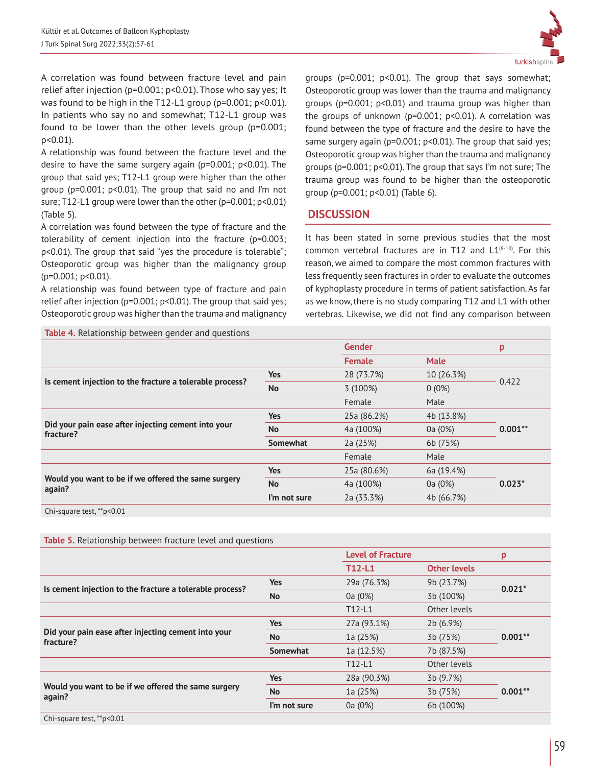A correlation was found between fracture level and pain relief after injection (p=0.001; p<0.01). Those who say yes; It was found to be high in the T12-L1 group (p=0.001; p<0.01). In patients who say no and somewhat; T12-L1 group was found to be lower than the other levels group (p=0.001; p<0.01).

A relationship was found between the fracture level and the desire to have the same surgery again (p=0.001; p<0.01). The group that said yes; T12-L1 group were higher than the other group (p=0.001; p<0.01). The group that said no and I'm not sure; T12-L1 group were lower than the other (p=0.001; p<0.01) (Table 5).

A correlation was found between the type of fracture and the tolerability of cement injection into the fracture (p=0.003; p<0.01). The group that said "yes the procedure is tolerable"; Osteoporotic group was higher than the malignancy group (p=0.001; p<0.01).

A relationship was found between type of fracture and pain relief after injection (p=0.001; p<0.01). The group that said yes; Osteoporotic group was higher than the trauma and malignancy groups (p=0.001; p<0.01). The group that says somewhat; Osteoporotic group was lower than the trauma and malignancy groups (p=0.001; p<0.01) and trauma group was higher than the groups of unknown (p=0.001; p<0.01). A correlation was found between the type of fracture and the desire to have the same surgery again (p=0.001; p<0.01). The group that said yes; Osteoporotic group was higher than the trauma and malignancy groups (p=0.001; p<0.01). The group that says I'm not sure; The trauma group was found to be higher than the osteoporotic group (p=0.001; p<0.01) (Table 6).

## DISCUSSION

It has been stated in some previous studies that the most common vertebral fractures are in T12 and L1[8-10]. For this reason, we aimed to compare the most common fractures with less frequently seen fractures in order to evaluate the outcomes of kyphoplasty procedure in terms of patient satisfaction. As far as we know, there is no study comparing T12 and L1 with other vertebras. Likewise, we did not find any comparison between

**Table 4.** Relationship between gender and questions

| | | Gender | | p |
|---|---|---|---|---|
| | | **Female** | **Male** | |
| **Is cement injection to the fracture a tolerable process?** | **Yes** | 28 (73.7%) | 10 (26.3%) | 0.422 |
| | **No** | 3 (100%) | 0 (0%) | |
| | | Female | Male | |
| **Did your pain ease after injecting cement into your fracture?** | **Yes** | 25a (86.2%) | 4b (13.8%) | **0.001\*\*** |
| | **No** | 4a (100%) | 0a (0%) | |
| | **Somewhat** | 2a (25%) | 6b (75%) | |
| | | Female | Male | |
| **Would you want to be if we offered the same surgery again?** | **Yes** | 25a (80.6%) | 6a (19.4%) | **0.023\*** |
| | **No** | 4a (100%) | 0a (0%) | |
| | **I'm not sure** | 2a (33.3%) | 4b (66.7%) | |

Chi-square test, **p<0.01

**Table 5.** Relationship between fracture level and questions

| | | Level of Fracture | | p |
|---|---|---|---|---|
| | | **T12-L1** | **Other levels** | |
| **Is cement injection to the fracture a tolerable process?** | **Yes** | 29a (76.3%) | 9b (23.7%) | **0.021\*** |
| | **No** | 0a (0%) | 3b (100%) | |
| | | T12-L1 | Other levels | |
| **Did your pain ease after injecting cement into your fracture?** | **Yes** | 27a (93.1%) | 2b (6.9%) | **0.001\*\*** |
| | **No** | 1a (25%) | 3b (75%) | |
| | **Somewhat** | 1a (12.5%) | 7b (87.5%) | |
| | | T12-L1 | Other levels | |
| **Would you want to be if we offered the same surgery again?** | **Yes** | 28a (90.3%) | 3b (9.7%) | **0.001\*\*** |
| | **No** | 1a (25%) | 3b (75%) | |
| | **I'm not sure** | 0a (0%) | 6b (100%) | |

Chi-square test, **p<0.01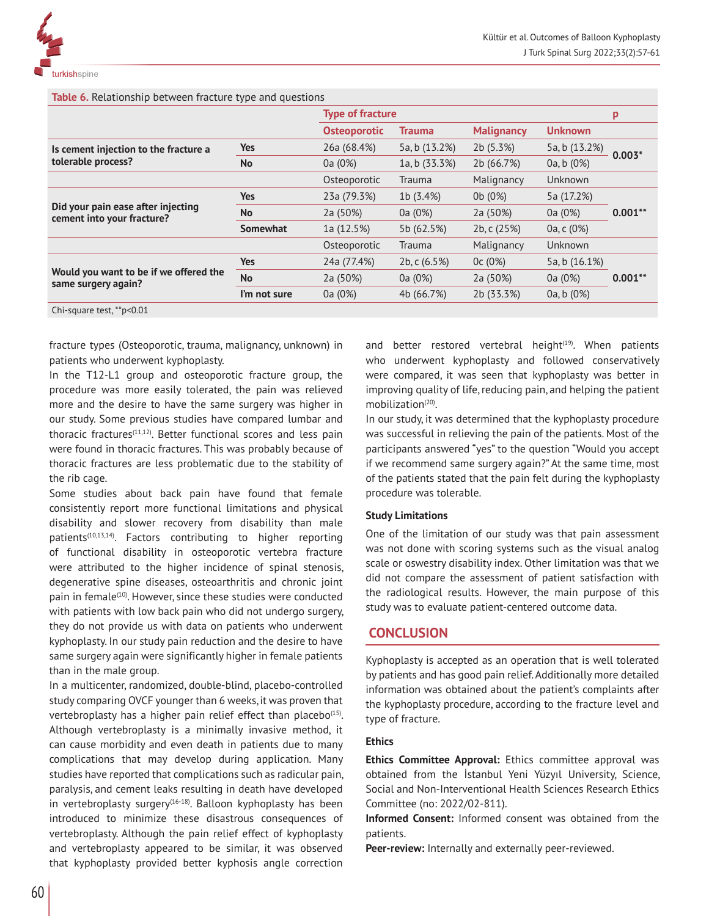**Table 6.** Relationship between fracture type and questions

| | | Type of fracture | | | | p |
|---|---|---|---|---|---|---|
| | | Osteoporotic | Trauma | Malignancy | Unknown | |
| **Is cement injection to the fracture a tolerable process?** | **Yes** | 26a (68.4%) | 5a, b (13.2%) | 2b (5.3%) | 5a, b (13.2%) | **0.003*** |
| | **No** | 0a (0%) | 1a, b (33.3%) | 2b (66.7%) | 0a, b (0%) | |
| | | Osteoporotic | Trauma | Malignancy | Unknown | |
| **Did your pain ease after injecting cement into your fracture?** | **Yes** | 23a (79.3%) | 1b (3.4%) | 0b (0%) | 5a (17.2%) | **0.001**** |
| | **No** | 2a (50%) | 0a (0%) | 2a (50%) | 0a (0%) | |
| | **Somewhat** | 1a (12.5%) | 5b (62.5%) | 2b, c (25%) | 0a, c (0%) | |
| | | Osteoporotic | Trauma | Malignancy | Unknown | |
| **Would you want to be if we offered the same surgery again?** | **Yes** | 24a (77.4%) | 2b, c (6.5%) | 0c (0%) | 5a, b (16.1%) | **0.001**** |
| | **No** | 2a (50%) | 0a (0%) | 2a (50%) | 0a (0%) | |
| | **I'm not sure** | 0a (0%) | 4b (66.7%) | 2b (33.3%) | 0a, b (0%) | |

Chi-square test, **p<0.01

fracture types (Osteoporotic, trauma, malignancy, unknown) in patients who underwent kyphoplasty.

In the T12-L1 group and osteoporotic fracture group, the procedure was more easily tolerated, the pain was relieved more and the desire to have the same surgery was higher in our study. Some previous studies have compared lumbar and thoracic fractures[11,12]. Better functional scores and less pain were found in thoracic fractures. This was probably because of thoracic fractures are less problematic due to the stability of the rib cage.

Some studies about back pain have found that female consistently report more functional limitations and physical disability and slower recovery from disability than male patients[10,13,14]. Factors contributing to higher reporting of functional disability in osteoporotic vertebra fracture were attributed to the higher incidence of spinal stenosis, degenerative spine diseases, osteoarthritis and chronic joint pain in female[10]. However, since these studies were conducted with patients with low back pain who did not undergo surgery, they do not provide us with data on patients who underwent kyphoplasty. In our study pain reduction and the desire to have same surgery again were significantly higher in female patients than in the male group.

In a multicenter, randomized, double-blind, placebo-controlled study comparing OVCF younger than 6 weeks, it was proven that vertebroplasty has a higher pain relief effect than placebo[15]. Although vertebroplasty is a minimally invasive method, it can cause morbidity and even death in patients due to many complications that may develop during application. Many studies have reported that complications such as radicular pain, paralysis, and cement leaks resulting in death have developed in vertebroplasty surgery[16-18]. Balloon kyphoplasty has been introduced to minimize these disastrous consequences of vertebroplasty. Although the pain relief effect of kyphoplasty and vertebroplasty appeared to be similar, it was observed that kyphoplasty provided better kyphosis angle correction and better restored vertebral height[19]. When patients who underwent kyphoplasty and followed conservatively were compared, it was seen that kyphoplasty was better in improving quality of life, reducing pain, and helping the patient mobilization[20].

In our study, it was determined that the kyphoplasty procedure was successful in relieving the pain of the patients. Most of the participants answered "yes" to the question "Would you accept if we recommend same surgery again?" At the same time, most of the patients stated that the pain felt during the kyphoplasty procedure was tolerable.

### Study Limitations

One of the limitation of our study was that pain assessment was not done with scoring systems such as the visual analog scale or oswestry disability index. Other limitation was that we did not compare the assessment of patient satisfaction with the radiological results. However, the main purpose of this study was to evaluate patient-centered outcome data.

## CONCLUSION

Kyphoplasty is accepted as an operation that is well tolerated by patients and has good pain relief. Additionally more detailed information was obtained about the patient's complaints after the kyphoplasty procedure, according to the fracture level and type of fracture.

### Ethics

**Ethics Committee Approval:** Ethics committee approval was obtained from the İstanbul Yeni Yüzyıl University, Science, Social and Non-Interventional Health Sciences Research Ethics Committee (no: 2022/02-811).

**Informed Consent:** Informed consent was obtained from the patients.

**Peer-review:** Internally and externally peer-reviewed.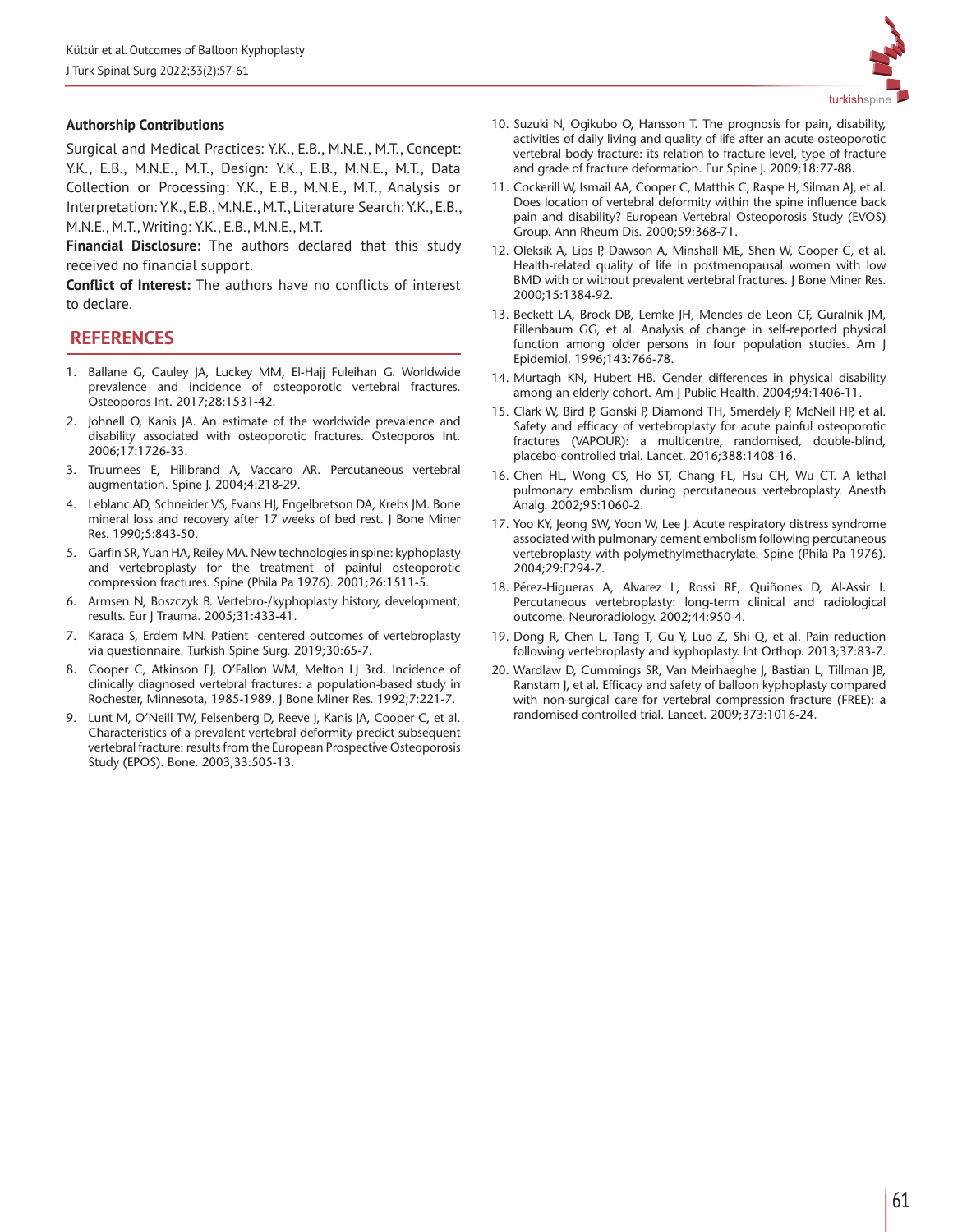**Authorship Contributions**

Surgical and Medical Practices: Y.K., E.B., M.N.E., M.T., Concept: Y.K., E.B., M.N.E., M.T., Design: Y.K., E.B., M.N.E., M.T., Data Collection or Processing: Y.K., E.B., M.N.E., M.T., Analysis or Interpretation: Y.K., E.B., M.N.E., M.T., Literature Search: Y.K., E.B., M.N.E., M.T., Writing: Y.K., E.B., M.N.E., M.T.

**Financial Disclosure:** The authors declared that this study received no financial support.

**Conflict of Interest:** The authors have no conflicts of interest to declare.

## REFERENCES

1. Ballane G, Cauley JA, Luckey MM, El-Hajj Fuleihan G. Worldwide prevalence and incidence of osteoporotic vertebral fractures. Osteoporos Int. 2017;28:1531-42.
2. Johnell O, Kanis JA. An estimate of the worldwide prevalence and disability associated with osteoporotic fractures. Osteoporos Int. 2006;17:1726-33.
3. Truumees E, Hilibrand A, Vaccaro AR. Percutaneous vertebral augmentation. Spine J. 2004;4:218-29.
4. Leblanc AD, Schneider VS, Evans HJ, Engelbretson DA, Krebs JM. Bone mineral loss and recovery after 17 weeks of bed rest. J Bone Miner Res. 1990;5:843-50.
5. Garfin SR, Yuan HA, Reiley MA. New technologies in spine: kyphoplasty and vertebroplasty for the treatment of painful osteoporotic compression fractures. Spine (Phila Pa 1976). 2001;26:1511-5.
6. Armsen N, Boszczyk B. Vertebro-/kyphoplasty history, development, results. Eur J Trauma. 2005;31:433-41.
7. Karaca S, Erdem MN. Patient -centered outcomes of vertebroplasty via questionnaire. Turkish Spine Surg. 2019;30:65-7.
8. Cooper C, Atkinson EJ, O'Fallon WM, Melton LJ 3rd. Incidence of clinically diagnosed vertebral fractures: a population-based study in Rochester, Minnesota, 1985-1989. J Bone Miner Res. 1992;7:221-7.
9. Lunt M, O'Neill TW, Felsenberg D, Reeve J, Kanis JA, Cooper C, et al. Characteristics of a prevalent vertebral deformity predict subsequent vertebral fracture: results from the European Prospective Osteoporosis Study (EPOS). Bone. 2003;33:505-13.
10. Suzuki N, Ogikubo O, Hansson T. The prognosis for pain, disability, activities of daily living and quality of life after an acute osteoporotic vertebral body fracture: its relation to fracture level, type of fracture and grade of fracture deformation. Eur Spine J. 2009;18:77-88.
11. Cockerill W, Ismail AA, Cooper C, Matthis C, Raspe H, Silman AJ, et al. Does location of vertebral deformity within the spine influence back pain and disability? European Vertebral Osteoporosis Study (EVOS) Group. Ann Rheum Dis. 2000;59:368-71.
12. Oleksik A, Lips P, Dawson A, Minshall ME, Shen W, Cooper C, et al. Health-related quality of life in postmenopausal women with low BMD with or without prevalent vertebral fractures. J Bone Miner Res. 2000;15:1384-92.
13. Beckett LA, Brock DB, Lemke JH, Mendes de Leon CF, Guralnik JM, Fillenbaum GG, et al. Analysis of change in self-reported physical function among older persons in four population studies. Am J Epidemiol. 1996;143:766-78.
14. Murtagh KN, Hubert HB. Gender differences in physical disability among an elderly cohort. Am J Public Health. 2004;94:1406-11.
15. Clark W, Bird P, Gonski P, Diamond TH, Smerdely P, McNeil HP, et al. Safety and efficacy of vertebroplasty for acute painful osteoporotic fractures (VAPOUR): a multicentre, randomised, double-blind, placebo-controlled trial. Lancet. 2016;388:1408-16.
16. Chen HL, Wong CS, Ho ST, Chang FL, Hsu CH, Wu CT. A lethal pulmonary embolism during percutaneous vertebroplasty. Anesth Analg. 2002;95:1060-2.
17. Yoo KY, Jeong SW, Yoon W, Lee J. Acute respiratory distress syndrome associated with pulmonary cement embolism following percutaneous vertebroplasty with polymethylmethacrylate. Spine (Phila Pa 1976). 2004;29:E294-7.
18. Pérez-Higueras A, Alvarez L, Rossi RE, Quiñones D, Al-Assir I. Percutaneous vertebroplasty: long-term clinical and radiological outcome. Neuroradiology. 2002;44:950-4.
19. Dong R, Chen L, Tang T, Gu Y, Luo Z, Shi Q, et al. Pain reduction following vertebroplasty and kyphoplasty. Int Orthop. 2013;37:83-7.
20. Wardlaw D, Cummings SR, Van Meirhaeghe J, Bastian L, Tillman JB, Ranstam J, et al. Efficacy and safety of balloon kyphoplasty compared with non-surgical care for vertebral compression fracture (FREE): a randomised controlled trial. Lancet. 2009;373:1016-24.